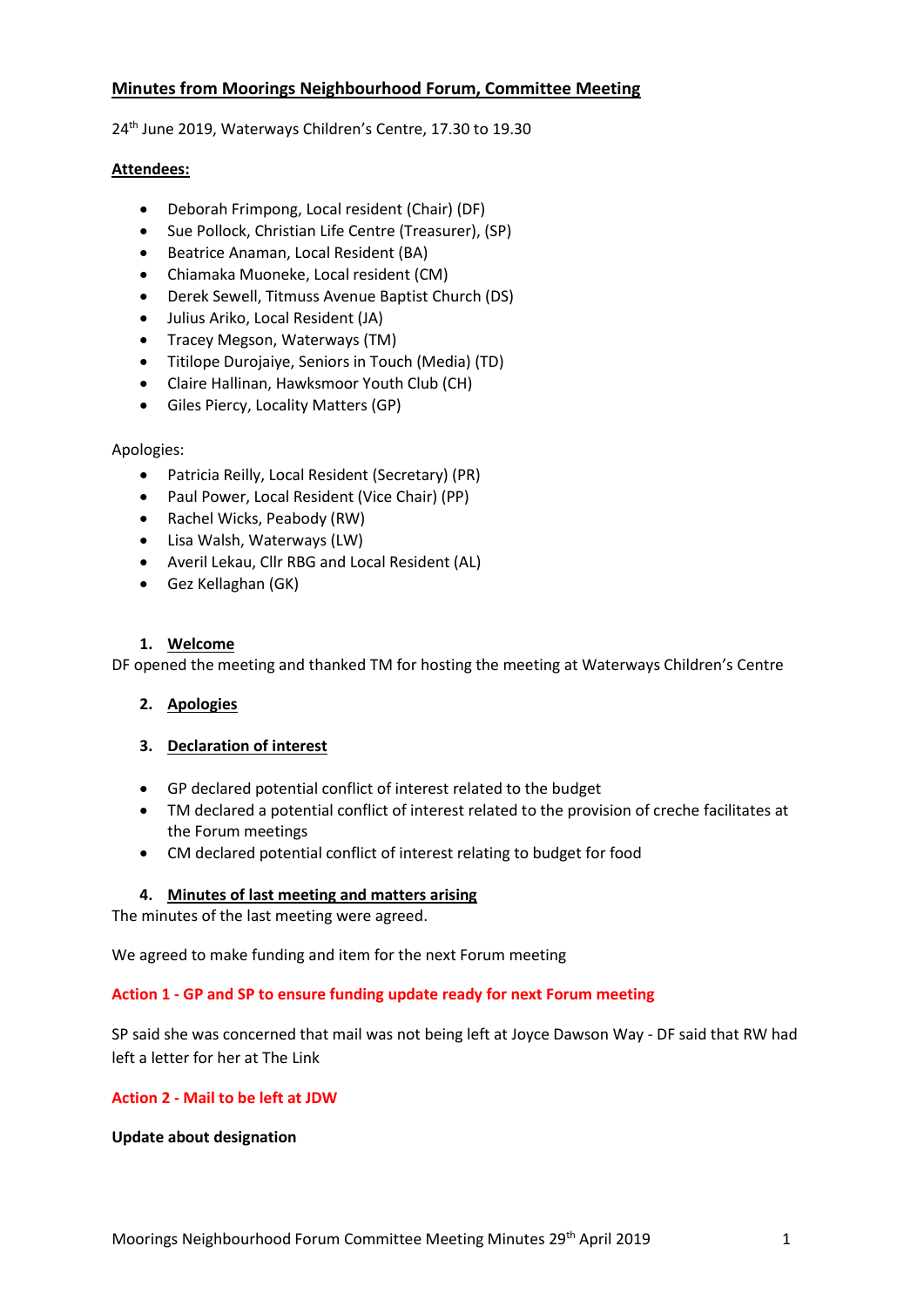# Minutes from Moorings Neighbourhood Forum, Committee Meeting

24th June 2019, Waterways Children's Centre, 17.30 to 19.30

**Attendees:**

- Deborah Frimpong, Local resident (Chair) (DF)
- Sue Pollock, Christian Life Centre (Treasurer), (SP)
- Beatrice Anaman, Local Resident (BA)
- Chiamaka Muoneke, Local resident (CM)
- Derek Sewell, Titmuss Avenue Baptist Church (DS)
- Julius Ariko, Local Resident (JA)
- Tracey Megson, Waterways (TM)
- Titilope Durojaiye, Seniors in Touch (Media) (TD)
- Claire Hallinan, Hawksmoor Youth Club (CH)
- Giles Piercy, Locality Matters (GP)

Apologies:

- Patricia Reilly, Local Resident (Secretary) (PR)
- Paul Power, Local Resident (Vice Chair) (PP)
- Rachel Wicks, Peabody (RW)
- Lisa Walsh, Waterways (LW)
- Averil Lekau, Cllr RBG and Local Resident (AL)
- Gez Kellaghan (GK)

## 1. Welcome

DF opened the meeting and thanked TM for hosting the meeting at Waterways Children's Centre

## 2. Apologies

## 3. Declaration of interest

- GP declared potential conflict of interest related to the budget
- TM declared a potential conflict of interest related to the provision of creche facilitates at the Forum meetings
- CM declared potential conflict of interest relating to budget for food

## 4. Minutes of last meeting and matters arising

The minutes of the last meeting were agreed.

We agreed to make funding and item for the next Forum meeting

**Action 1 - GP and SP to ensure funding update ready for next Forum meeting**

SP said she was concerned that mail was not being left at Joyce Dawson Way - DF said that RW had left a letter for her at The Link

**Action 2 - Mail to be left at JDW**

**Update about designation**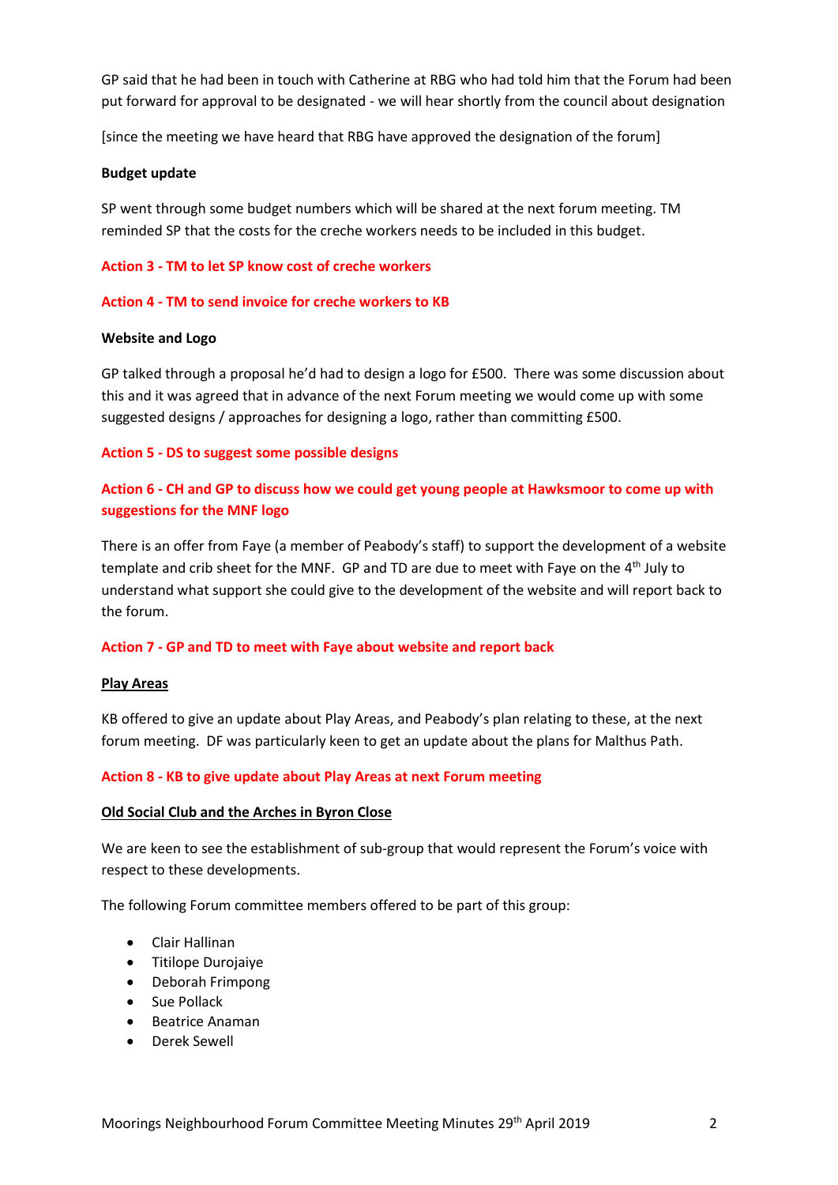GP said that he had been in touch with Catherine at RBG who had told him that the Forum had been put forward for approval to be designated - we will hear shortly from the council about designation

[since the meeting we have heard that RBG have approved the designation of the forum]

**Budget update**

SP went through some budget numbers which will be shared at the next forum meeting. TM reminded SP that the costs for the creche workers needs to be included in this budget.

**Action 3 - TM to let SP know cost of creche workers**

**Action 4 - TM to send invoice for creche workers to KB**

**Website and Logo**

GP talked through a proposal he'd had to design a logo for £500. There was some discussion about this and it was agreed that in advance of the next Forum meeting we would come up with some suggested designs / approaches for designing a logo, rather than committing £500.

**Action 5 - DS to suggest some possible designs**

**Action 6 - CH and GP to discuss how we could get young people at Hawksmoor to come up with suggestions for the MNF logo**

There is an offer from Faye (a member of Peabody's staff) to support the development of a website template and crib sheet for the MNF. GP and TD are due to meet with Faye on the 4th July to understand what support she could give to the development of the website and will report back to the forum.

**Action 7 - GP and TD to meet with Faye about website and report back**

**Play Areas**

KB offered to give an update about Play Areas, and Peabody's plan relating to these, at the next forum meeting. DF was particularly keen to get an update about the plans for Malthus Path.

**Action 8 - KB to give update about Play Areas at next Forum meeting**

**Old Social Club and the Arches in Byron Close**

We are keen to see the establishment of sub-group that would represent the Forum's voice with respect to these developments.

The following Forum committee members offered to be part of this group:

- Clair Hallinan
- Titilope Durojaiye
- Deborah Frimpong
- Sue Pollack
- Beatrice Anaman
- Derek Sewell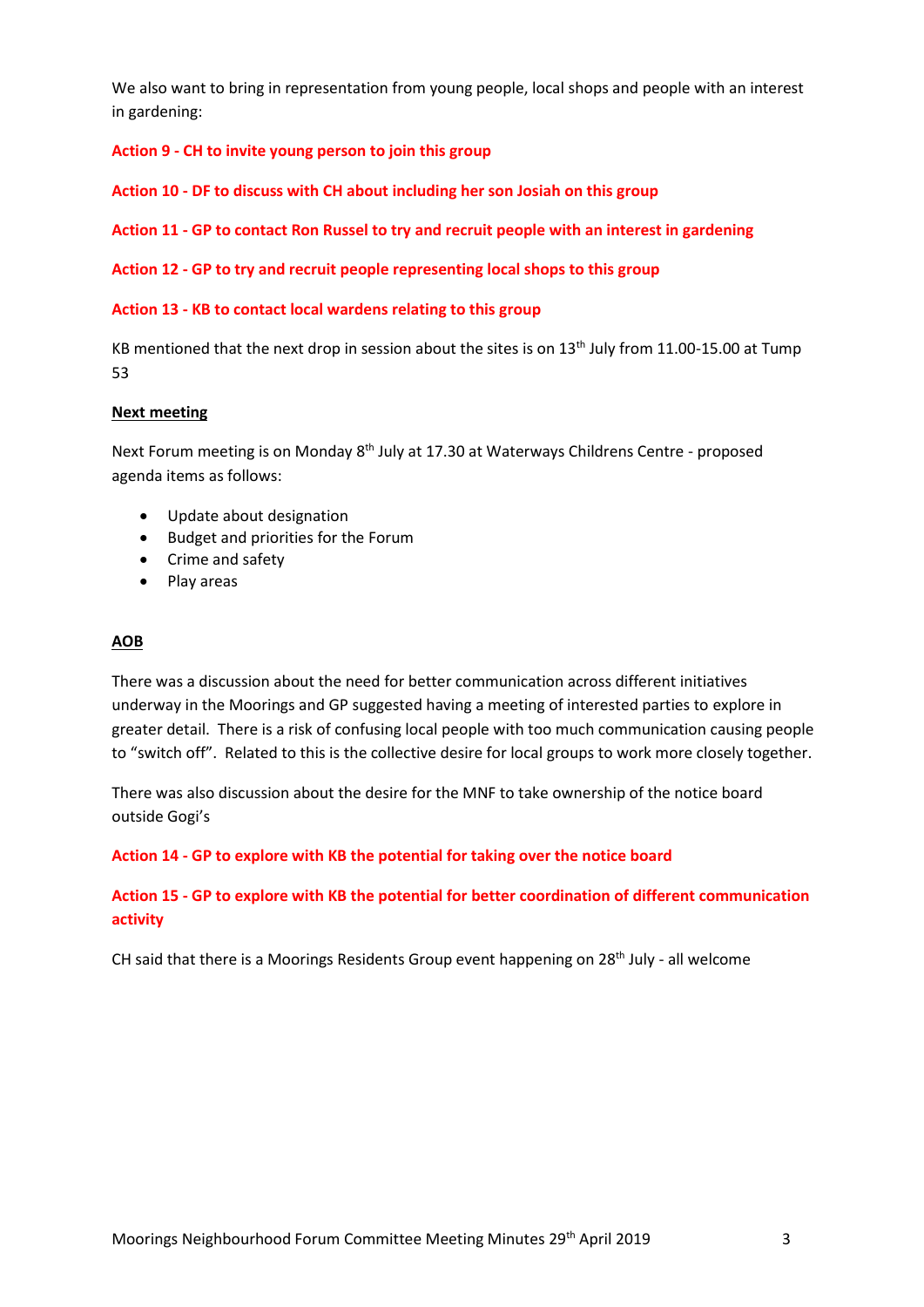We also want to bring in representation from young people, local shops and people with an interest in gardening:

**Action 9 - CH to invite young person to join this group**

**Action 10 - DF to discuss with CH about including her son Josiah on this group**

**Action 11 - GP to contact Ron Russel to try and recruit people with an interest in gardening**

**Action 12 - GP to try and recruit people representing local shops to this group**

**Action 13 - KB to contact local wardens relating to this group**

KB mentioned that the next drop in session about the sites is on 13th July from 11.00-15.00 at Tump 53

**Next meeting**

Next Forum meeting is on Monday 8th July at 17.30 at Waterways Childrens Centre - proposed agenda items as follows:

- Update about designation
- Budget and priorities for the Forum
- Crime and safety
- Play areas

**AOB**

There was a discussion about the need for better communication across different initiatives underway in the Moorings and GP suggested having a meeting of interested parties to explore in greater detail. There is a risk of confusing local people with too much communication causing people to "switch off". Related to this is the collective desire for local groups to work more closely together.

There was also discussion about the desire for the MNF to take ownership of the notice board outside Gogi's

**Action 14 - GP to explore with KB the potential for taking over the notice board**

**Action 15 - GP to explore with KB the potential for better coordination of different communication activity**

CH said that there is a Moorings Residents Group event happening on 28th July - all welcome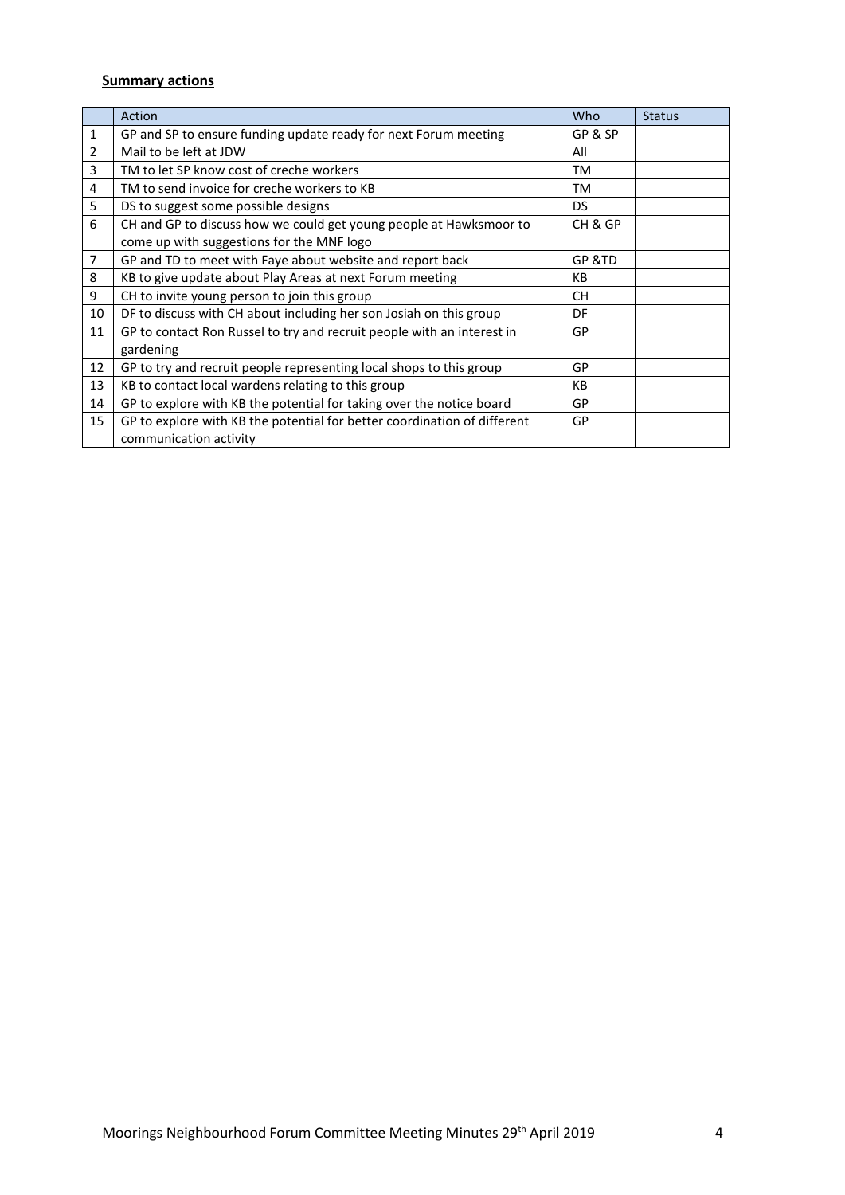**Summary actions**

| | Action | Who | Status |
|---|---|---|---|
| 1 | GP and SP to ensure funding update ready for next Forum meeting | GP & SP | |
| 2 | Mail to be left at JDW | All | |
| 3 | TM to let SP know cost of creche workers | TM | |
| 4 | TM to send invoice for creche workers to KB | TM | |
| 5 | DS to suggest some possible designs | DS | |
| 6 | CH and GP to discuss how we could get young people at Hawksmoor to come up with suggestions for the MNF logo | CH & GP | |
| 7 | GP and TD to meet with Faye about website and report back | GP &TD | |
| 8 | KB to give update about Play Areas at next Forum meeting | KB | |
| 9 | CH to invite young person to join this group | CH | |
| 10 | DF to discuss with CH about including her son Josiah on this group | DF | |
| 11 | GP to contact Ron Russel to try and recruit people with an interest in gardening | GP | |
| 12 | GP to try and recruit people representing local shops to this group | GP | |
| 13 | KB to contact local wardens relating to this group | KB | |
| 14 | GP to explore with KB the potential for taking over the notice board | GP | |
| 15 | GP to explore with KB the potential for better coordination of different communication activity | GP | |